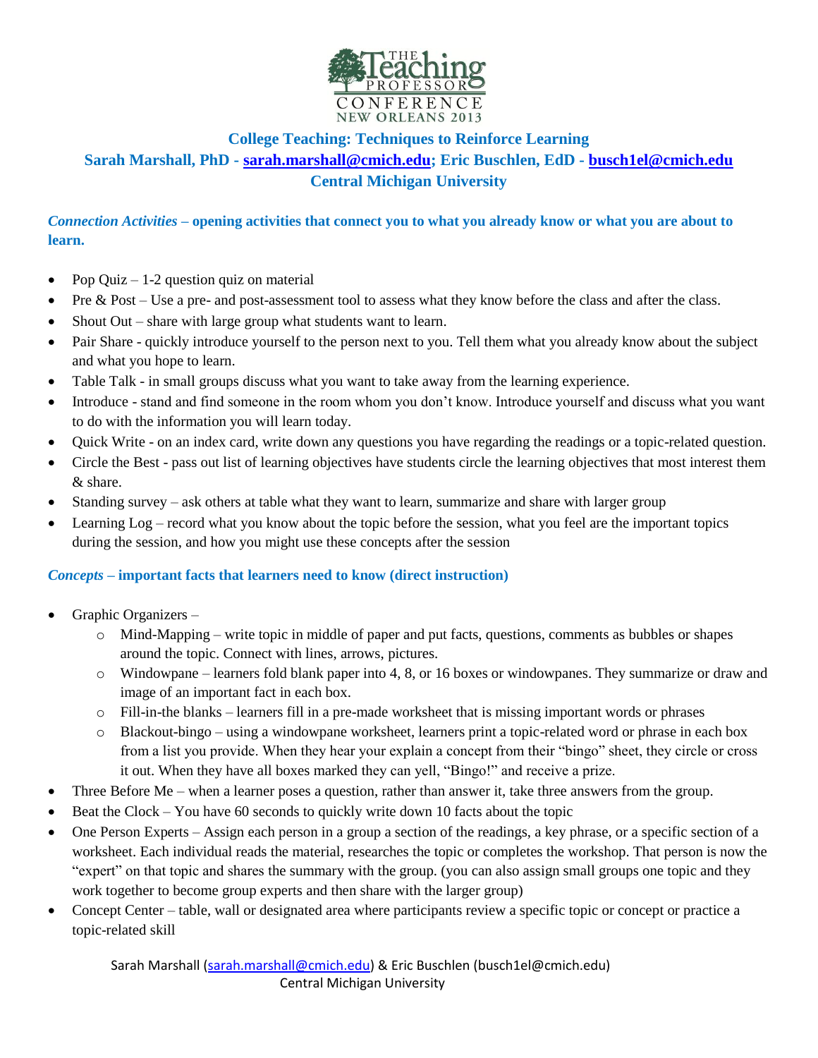THE Teaching PROFESSOR CONFERENCE NEW ORLEANS 2013

# College Teaching: Techniques to Reinforce Learning

**Sarah Marshall, PhD - sarah.marshall@cmich.edu; Eric Buschlen, EdD - busch1el@cmich.edu**

**Central Michigan University**

## *Connection Activities* – opening activities that connect you to what you already know or what you are about to learn.

- Pop Quiz – 1-2 question quiz on material
- Pre & Post – Use a pre- and post-assessment tool to assess what they know before the class and after the class.
- Shout Out – share with large group what students want to learn.
- Pair Share - quickly introduce yourself to the person next to you. Tell them what you already know about the subject and what you hope to learn.
- Table Talk - in small groups discuss what you want to take away from the learning experience.
- Introduce - stand and find someone in the room whom you don't know. Introduce yourself and discuss what you want to do with the information you will learn today.
- Quick Write - on an index card, write down any questions you have regarding the readings or a topic-related question.
- Circle the Best - pass out list of learning objectives have students circle the learning objectives that most interest them & share.
- Standing survey – ask others at table what they want to learn, summarize and share with larger group
- Learning Log – record what you know about the topic before the session, what you feel are the important topics during the session, and how you might use these concepts after the session

## *Concepts* – important facts that learners need to know (direct instruction)

- Graphic Organizers –
  - Mind-Mapping – write topic in middle of paper and put facts, questions, comments as bubbles or shapes around the topic. Connect with lines, arrows, pictures.
  - Windowpane – learners fold blank paper into 4, 8, or 16 boxes or windowpanes. They summarize or draw and image of an important fact in each box.
  - Fill-in-the blanks – learners fill in a pre-made worksheet that is missing important words or phrases
  - Blackout-bingo – using a windowpane worksheet, learners print a topic-related word or phrase in each box from a list you provide. When they hear your explain a concept from their "bingo" sheet, they circle or cross it out. When they have all boxes marked they can yell, "Bingo!" and receive a prize.
- Three Before Me – when a learner poses a question, rather than answer it, take three answers from the group.
- Beat the Clock – You have 60 seconds to quickly write down 10 facts about the topic
- One Person Experts – Assign each person in a group a section of the readings, a key phrase, or a specific section of a worksheet. Each individual reads the material, researches the topic or completes the workshop. That person is now the "expert" on that topic and shares the summary with the group. (you can also assign small groups one topic and they work together to become group experts and then share with the larger group)
- Concept Center – table, wall or designated area where participants review a specific topic or concept or practice a topic-related skill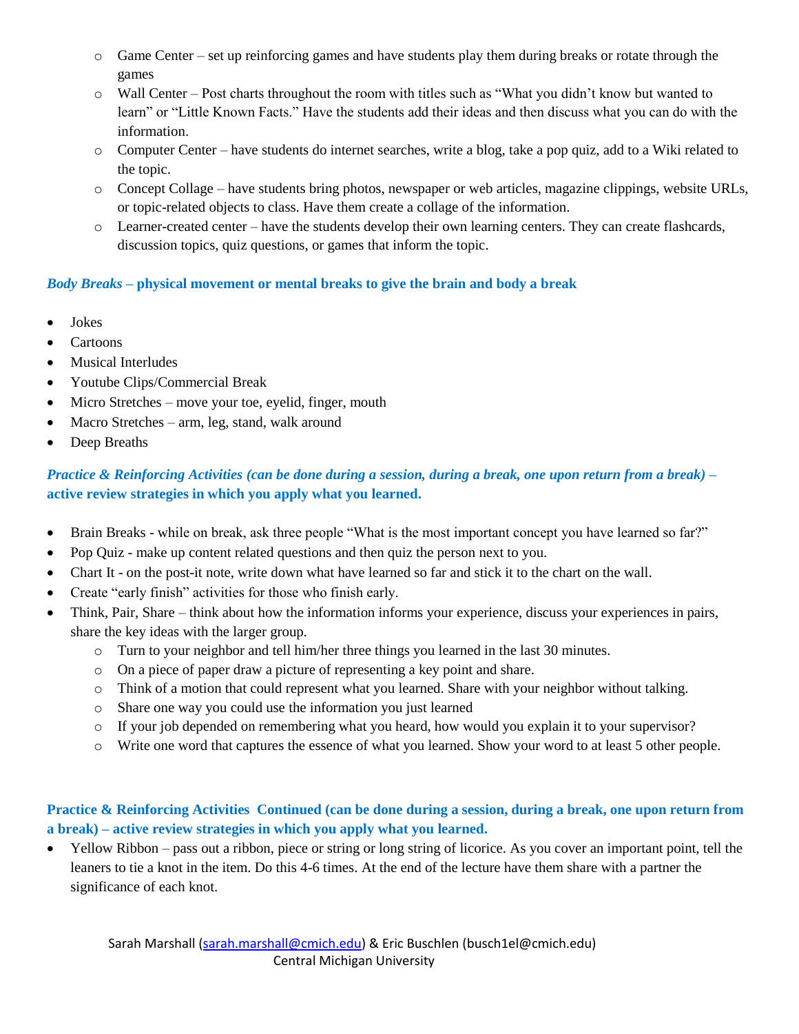- Game Center – set up reinforcing games and have students play them during breaks or rotate through the games
    - Wall Center – Post charts throughout the room with titles such as "What you didn't know but wanted to learn" or "Little Known Facts." Have the students add their ideas and then discuss what you can do with the information.
    - Computer Center – have students do internet searches, write a blog, take a pop quiz, add to a Wiki related to the topic.
    - Concept Collage – have students bring photos, newspaper or web articles, magazine clippings, website URLs, or topic-related objects to class. Have them create a collage of the information.
    - Learner-created center – have the students develop their own learning centers. They can create flashcards, discussion topics, quiz questions, or games that inform the topic.

### ***Body Breaks* – physical movement or mental breaks to give the brain and body a break**

- Jokes
- Cartoons
- Musical Interludes
- Youtube Clips/Commercial Break
- Micro Stretches – move your toe, eyelid, finger, mouth
- Macro Stretches – arm, leg, stand, walk around
- Deep Breaths

### ***Practice & Reinforcing Activities (can be done during a session, during a break, one upon return from a break)* – active review strategies in which you apply what you learned.**

- Brain Breaks - while on break, ask three people "What is the most important concept you have learned so far?"
- Pop Quiz - make up content related questions and then quiz the person next to you.
- Chart It - on the post-it note, write down what have learned so far and stick it to the chart on the wall.
- Create "early finish" activities for those who finish early.
- Think, Pair, Share – think about how the information informs your experience, discuss your experiences in pairs, share the key ideas with the larger group.
    - Turn to your neighbor and tell him/her three things you learned in the last 30 minutes.
    - On a piece of paper draw a picture of representing a key point and share.
    - Think of a motion that could represent what you learned. Share with your neighbor without talking.
    - Share one way you could use the information you just learned
    - If your job depended on remembering what you heard, how would you explain it to your supervisor?
    - Write one word that captures the essence of what you learned. Show your word to at least 5 other people.

### **Practice & Reinforcing Activities Continued (can be done during a session, during a break, one upon return from a break) – active review strategies in which you apply what you learned.**

- Yellow Ribbon – pass out a ribbon, piece or string or long string of licorice. As you cover an important point, tell the leaners to tie a knot in the item. Do this 4-6 times. At the end of the lecture have them share with a partner the significance of each knot.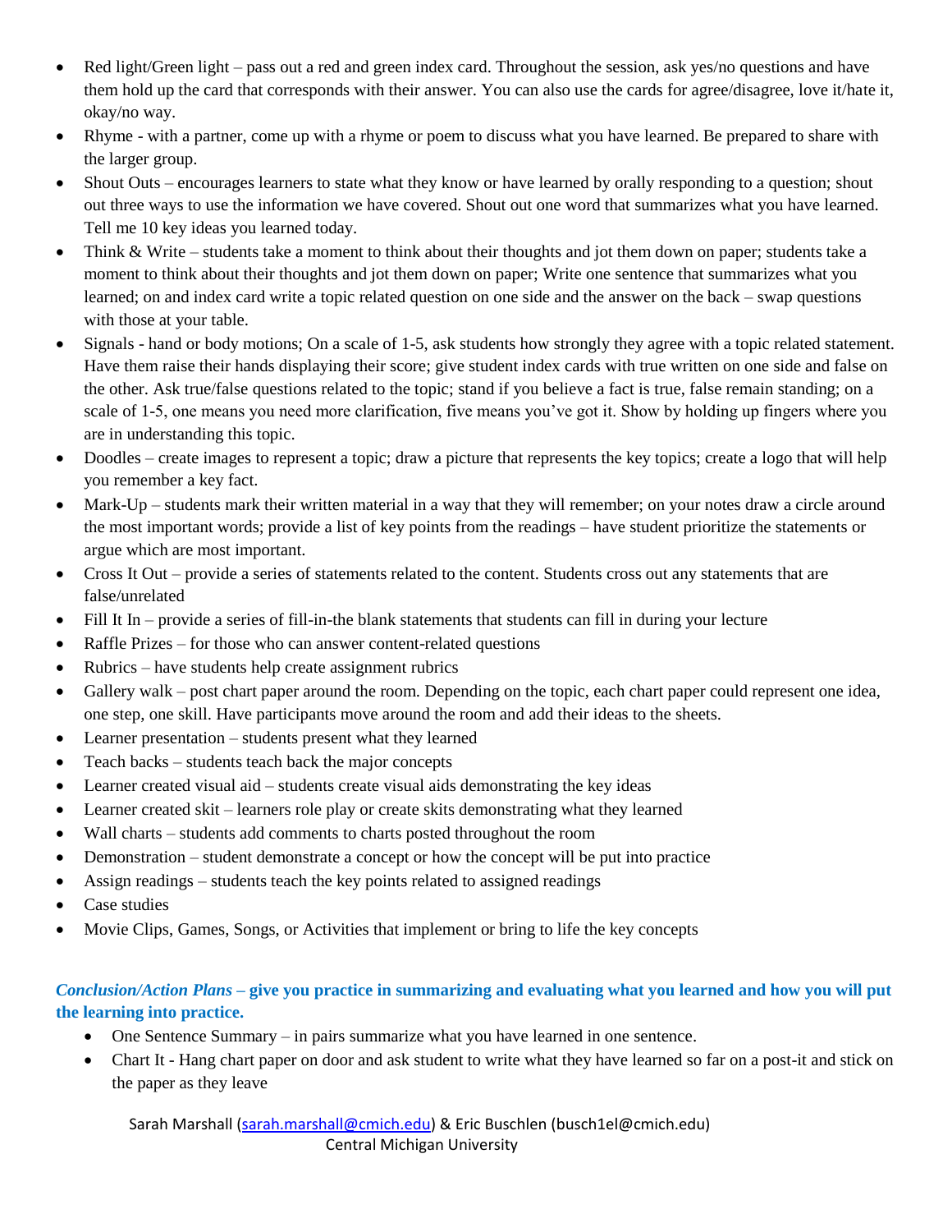- Red light/Green light – pass out a red and green index card. Throughout the session, ask yes/no questions and have them hold up the card that corresponds with their answer. You can also use the cards for agree/disagree, love it/hate it, okay/no way.
- Rhyme - with a partner, come up with a rhyme or poem to discuss what you have learned. Be prepared to share with the larger group.
- Shout Outs – encourages learners to state what they know or have learned by orally responding to a question; shout out three ways to use the information we have covered. Shout out one word that summarizes what you have learned. Tell me 10 key ideas you learned today.
- Think & Write – students take a moment to think about their thoughts and jot them down on paper; students take a moment to think about their thoughts and jot them down on paper; Write one sentence that summarizes what you learned; on and index card write a topic related question on one side and the answer on the back – swap questions with those at your table.
- Signals - hand or body motions; On a scale of 1-5, ask students how strongly they agree with a topic related statement. Have them raise their hands displaying their score; give student index cards with true written on one side and false on the other. Ask true/false questions related to the topic; stand if you believe a fact is true, false remain standing; on a scale of 1-5, one means you need more clarification, five means you've got it. Show by holding up fingers where you are in understanding this topic.
- Doodles – create images to represent a topic; draw a picture that represents the key topics; create a logo that will help you remember a key fact.
- Mark-Up – students mark their written material in a way that they will remember; on your notes draw a circle around the most important words; provide a list of key points from the readings – have student prioritize the statements or argue which are most important.
- Cross It Out – provide a series of statements related to the content. Students cross out any statements that are false/unrelated
- Fill It In – provide a series of fill-in-the blank statements that students can fill in during your lecture
- Raffle Prizes – for those who can answer content-related questions
- Rubrics – have students help create assignment rubrics
- Gallery walk – post chart paper around the room. Depending on the topic, each chart paper could represent one idea, one step, one skill. Have participants move around the room and add their ideas to the sheets.
- Learner presentation – students present what they learned
- Teach backs – students teach back the major concepts
- Learner created visual aid – students create visual aids demonstrating the key ideas
- Learner created skit – learners role play or create skits demonstrating what they learned
- Wall charts – students add comments to charts posted throughout the room
- Demonstration – student demonstrate a concept or how the concept will be put into practice
- Assign readings – students teach the key points related to assigned readings
- Case studies
- Movie Clips, Games, Songs, or Activities that implement or bring to life the key concepts

***Conclusion/Action Plans* – give you practice in summarizing and evaluating what you learned and how you will put the learning into practice.**

- One Sentence Summary – in pairs summarize what you have learned in one sentence.
- Chart It - Hang chart paper on door and ask student to write what they have learned so far on a post-it and stick on the paper as they leave

Sarah Marshall (sarah.marshall@cmich.edu) & Eric Buschlen (busch1el@cmich.edu)
Central Michigan University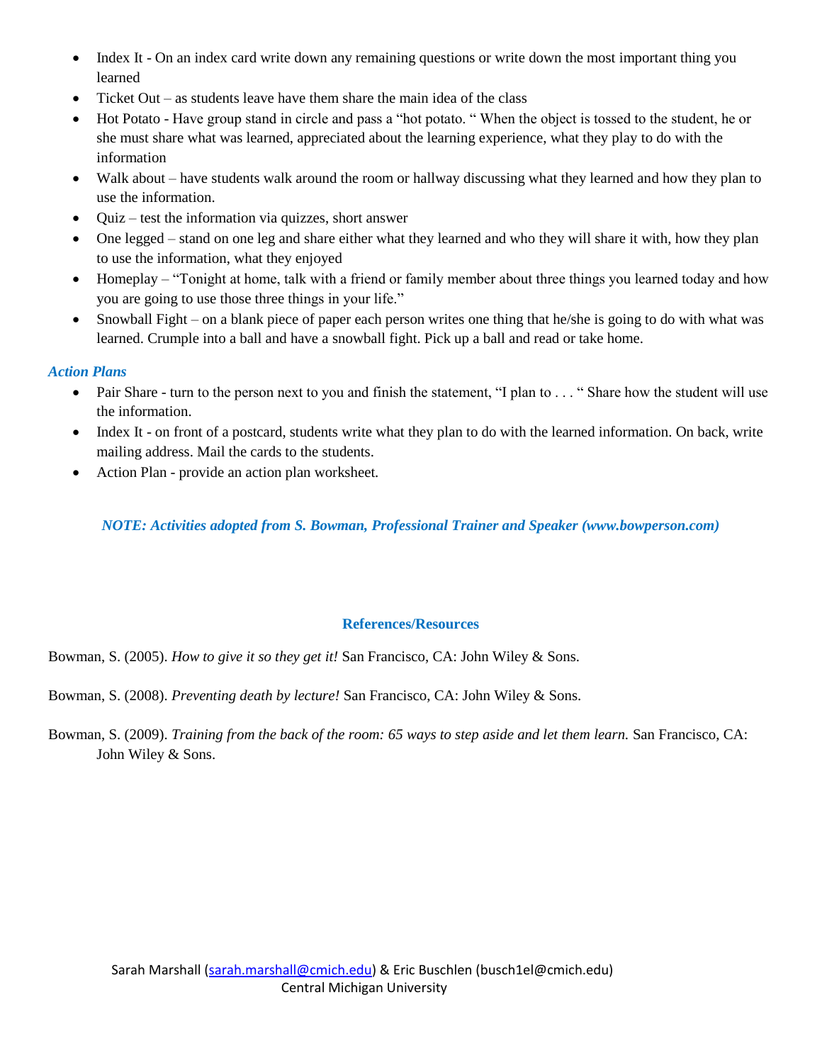- Index It - On an index card write down any remaining questions or write down the most important thing you learned
- Ticket Out – as students leave have them share the main idea of the class
- Hot Potato - Have group stand in circle and pass a "hot potato. " When the object is tossed to the student, he or she must share what was learned, appreciated about the learning experience, what they play to do with the information
- Walk about – have students walk around the room or hallway discussing what they learned and how they plan to use the information.
- Quiz – test the information via quizzes, short answer
- One legged – stand on one leg and share either what they learned and who they will share it with, how they plan to use the information, what they enjoyed
- Homeplay – "Tonight at home, talk with a friend or family member about three things you learned today and how you are going to use those three things in your life."
- Snowball Fight – on a blank piece of paper each person writes one thing that he/she is going to do with what was learned. Crumple into a ball and have a snowball fight. Pick up a ball and read or take home.

### *Action Plans*

- Pair Share - turn to the person next to you and finish the statement, "I plan to . . . " Share how the student will use the information.
- Index It - on front of a postcard, students write what they plan to do with the learned information. On back, write mailing address. Mail the cards to the students.
- Action Plan - provide an action plan worksheet.

***NOTE: Activities adopted from S. Bowman, Professional Trainer and Speaker (www.bowperson.com)***

## References/Resources

Bowman, S. (2005). *How to give it so they get it!* San Francisco, CA: John Wiley & Sons.

Bowman, S. (2008). *Preventing death by lecture!* San Francisco, CA: John Wiley & Sons.

Bowman, S. (2009). *Training from the back of the room: 65 ways to step aside and let them learn.* San Francisco, CA: John Wiley & Sons.

Sarah Marshall (sarah.marshall@cmich.edu) & Eric Buschlen (busch1el@cmich.edu)
Central Michigan University